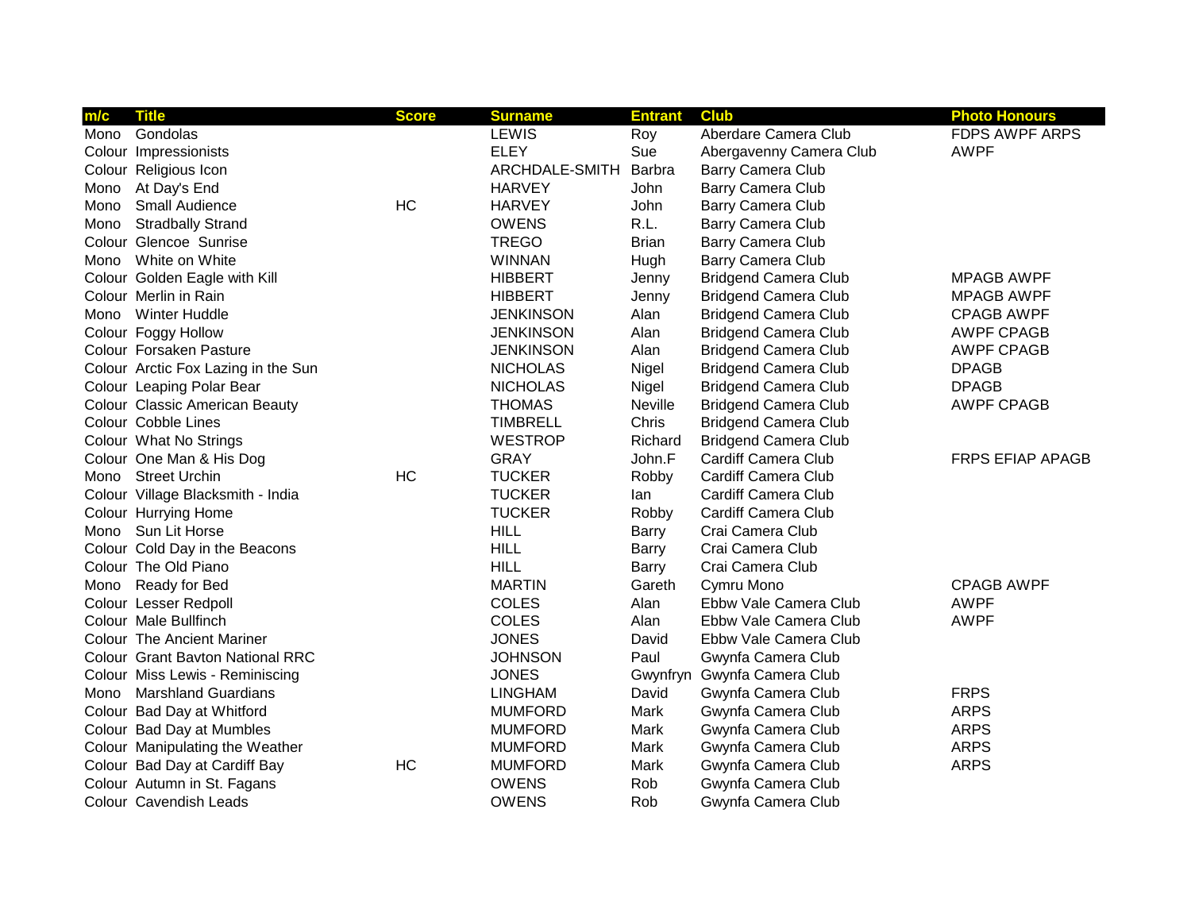| m/c | Title | Score | Surname | Entrant | Club | Photo Honours |
|---|---|---|---|---|---|---|
| Mono | Gondolas | | LEWIS | Roy | Aberdare Camera Club | FDPS AWPF ARPS |
| Colour | Impressionists | | ELEY | Sue | Abergavenny Camera Club | AWPF |
| Colour | Religious Icon | | ARCHDALE-SMITH | Barbra | Barry Camera Club | |
| Mono | At Day's End | | HARVEY | John | Barry Camera Club | |
| Mono | Small Audience | HC | HARVEY | John | Barry Camera Club | |
| Mono | Stradbally Strand | | OWENS | R.L. | Barry Camera Club | |
| Colour | Glencoe Sunrise | | TREGO | Brian | Barry Camera Club | |
| Mono | White on White | | WINNAN | Hugh | Barry Camera Club | |
| Colour | Golden Eagle with Kill | | HIBBERT | Jenny | Bridgend Camera Club | MPAGB AWPF |
| Colour | Merlin in Rain | | HIBBERT | Jenny | Bridgend Camera Club | MPAGB AWPF |
| Mono | Winter Huddle | | JENKINSON | Alan | Bridgend Camera Club | CPAGB AWPF |
| Colour | Foggy Hollow | | JENKINSON | Alan | Bridgend Camera Club | AWPF CPAGB |
| Colour | Forsaken Pasture | | JENKINSON | Alan | Bridgend Camera Club | AWPF CPAGB |
| Colour | Arctic Fox Lazing in the Sun | | NICHOLAS | Nigel | Bridgend Camera Club | DPAGB |
| Colour | Leaping Polar Bear | | NICHOLAS | Nigel | Bridgend Camera Club | DPAGB |
| Colour | Classic American Beauty | | THOMAS | Neville | Bridgend Camera Club | AWPF CPAGB |
| Colour | Cobble Lines | | TIMBRELL | Chris | Bridgend Camera Club | |
| Colour | What No Strings | | WESTROP | Richard | Bridgend Camera Club | |
| Colour | One Man & His Dog | | GRAY | John.F | Cardiff Camera Club | FRPS EFIAP APAGB |
| Mono | Street Urchin | HC | TUCKER | Robby | Cardiff Camera Club | |
| Colour | Village Blacksmith - India | | TUCKER | Ian | Cardiff Camera Club | |
| Colour | Hurrying Home | | TUCKER | Robby | Cardiff Camera Club | |
| Mono | Sun Lit Horse | | HILL | Barry | Crai Camera Club | |
| Colour | Cold Day in the Beacons | | HILL | Barry | Crai Camera Club | |
| Colour | The Old Piano | | HILL | Barry | Crai Camera Club | |
| Mono | Ready for Bed | | MARTIN | Gareth | Cymru Mono | CPAGB AWPF |
| Colour | Lesser Redpoll | | COLES | Alan | Ebbw Vale Camera Club | AWPF |
| Colour | Male Bullfinch | | COLES | Alan | Ebbw Vale Camera Club | AWPF |
| Colour | The Ancient Mariner | | JONES | David | Ebbw Vale Camera Club | |
| Colour | Grant Bavton National RRC | | JOHNSON | Paul | Gwynfa Camera Club | |
| Colour | Miss Lewis - Reminiscing | | JONES | Gwynfryn | Gwynfa Camera Club | |
| Mono | Marshland Guardians | | LINGHAM | David | Gwynfa Camera Club | FRPS |
| Colour | Bad Day at Whitford | | MUMFORD | Mark | Gwynfa Camera Club | ARPS |
| Colour | Bad Day at Mumbles | | MUMFORD | Mark | Gwynfa Camera Club | ARPS |
| Colour | Manipulating the Weather | | MUMFORD | Mark | Gwynfa Camera Club | ARPS |
| Colour | Bad Day at Cardiff Bay | HC | MUMFORD | Mark | Gwynfa Camera Club | ARPS |
| Colour | Autumn in St. Fagans | | OWENS | Rob | Gwynfa Camera Club | |
| Colour | Cavendish Leads | | OWENS | Rob | Gwynfa Camera Club | |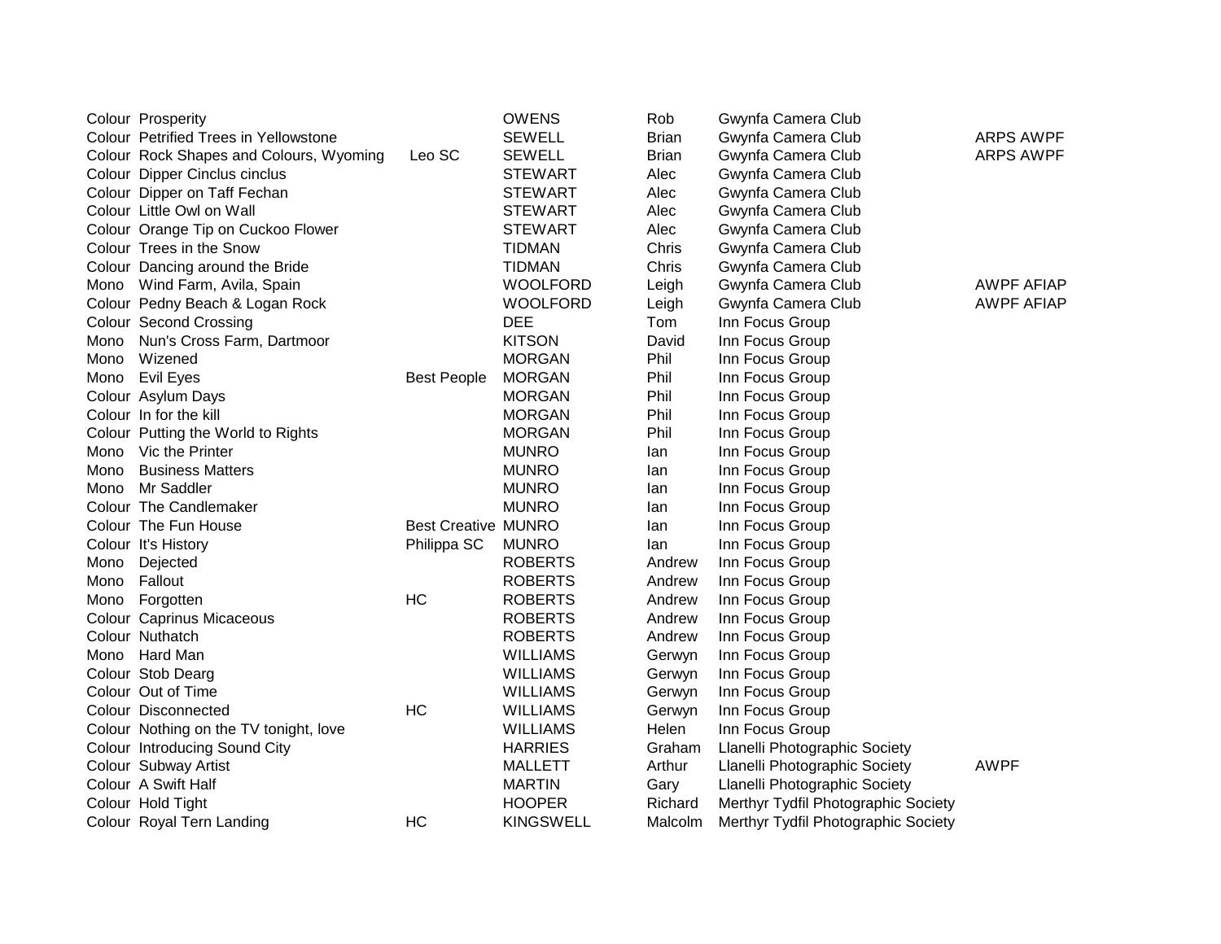| | | | | | | |
|---|---|---|---|---|---|---|
| Colour | Prosperity | | OWENS | Rob | Gwynfa Camera Club | |
| Colour | Petrified Trees in Yellowstone | | SEWELL | Brian | Gwynfa Camera Club | ARPS AWPF |
| Colour | Rock Shapes and Colours, Wyoming | Leo SC | SEWELL | Brian | Gwynfa Camera Club | ARPS AWPF |
| Colour | Dipper Cinclus cinclus | | STEWART | Alec | Gwynfa Camera Club | |
| Colour | Dipper on Taff Fechan | | STEWART | Alec | Gwynfa Camera Club | |
| Colour | Little Owl on Wall | | STEWART | Alec | Gwynfa Camera Club | |
| Colour | Orange Tip on Cuckoo Flower | | STEWART | Alec | Gwynfa Camera Club | |
| Colour | Trees in the Snow | | TIDMAN | Chris | Gwynfa Camera Club | |
| Colour | Dancing around the Bride | | TIDMAN | Chris | Gwynfa Camera Club | |
| Mono | Wind Farm, Avila, Spain | | WOOLFORD | Leigh | Gwynfa Camera Club | AWPF AFIAP |
| Colour | Pedny Beach & Logan Rock | | WOOLFORD | Leigh | Gwynfa Camera Club | AWPF AFIAP |
| Colour | Second Crossing | | DEE | Tom | Inn Focus Group | |
| Mono | Nun's Cross Farm, Dartmoor | | KITSON | David | Inn Focus Group | |
| Mono | Wizened | | MORGAN | Phil | Inn Focus Group | |
| Mono | Evil Eyes | Best People | MORGAN | Phil | Inn Focus Group | |
| Colour | Asylum Days | | MORGAN | Phil | Inn Focus Group | |
| Colour | In for the kill | | MORGAN | Phil | Inn Focus Group | |
| Colour | Putting the World to Rights | | MORGAN | Phil | Inn Focus Group | |
| Mono | Vic the Printer | | MUNRO | Ian | Inn Focus Group | |
| Mono | Business Matters | | MUNRO | Ian | Inn Focus Group | |
| Mono | Mr Saddler | | MUNRO | Ian | Inn Focus Group | |
| Colour | The Candlemaker | | MUNRO | Ian | Inn Focus Group | |
| Colour | The Fun House | Best Creative | MUNRO | Ian | Inn Focus Group | |
| Colour | It's History | Philippa SC | MUNRO | Ian | Inn Focus Group | |
| Mono | Dejected | | ROBERTS | Andrew | Inn Focus Group | |
| Mono | Fallout | | ROBERTS | Andrew | Inn Focus Group | |
| Mono | Forgotten | HC | ROBERTS | Andrew | Inn Focus Group | |
| Colour | Caprinus Micaceous | | ROBERTS | Andrew | Inn Focus Group | |
| Colour | Nuthatch | | ROBERTS | Andrew | Inn Focus Group | |
| Mono | Hard Man | | WILLIAMS | Gerwyn | Inn Focus Group | |
| Colour | Stob Dearg | | WILLIAMS | Gerwyn | Inn Focus Group | |
| Colour | Out of Time | | WILLIAMS | Gerwyn | Inn Focus Group | |
| Colour | Disconnected | HC | WILLIAMS | Gerwyn | Inn Focus Group | |
| Colour | Nothing on the TV tonight, love | | WILLIAMS | Helen | Inn Focus Group | |
| Colour | Introducing Sound City | | HARRIES | Graham | Llanelli Photographic Society | |
| Colour | Subway Artist | | MALLETT | Arthur | Llanelli Photographic Society | AWPF |
| Colour | A Swift Half | | MARTIN | Gary | Llanelli Photographic Society | |
| Colour | Hold Tight | | HOOPER | Richard | Merthyr Tydfil Photographic Society | |
| Colour | Royal Tern Landing | HC | KINGSWELL | Malcolm | Merthyr Tydfil Photographic Society | |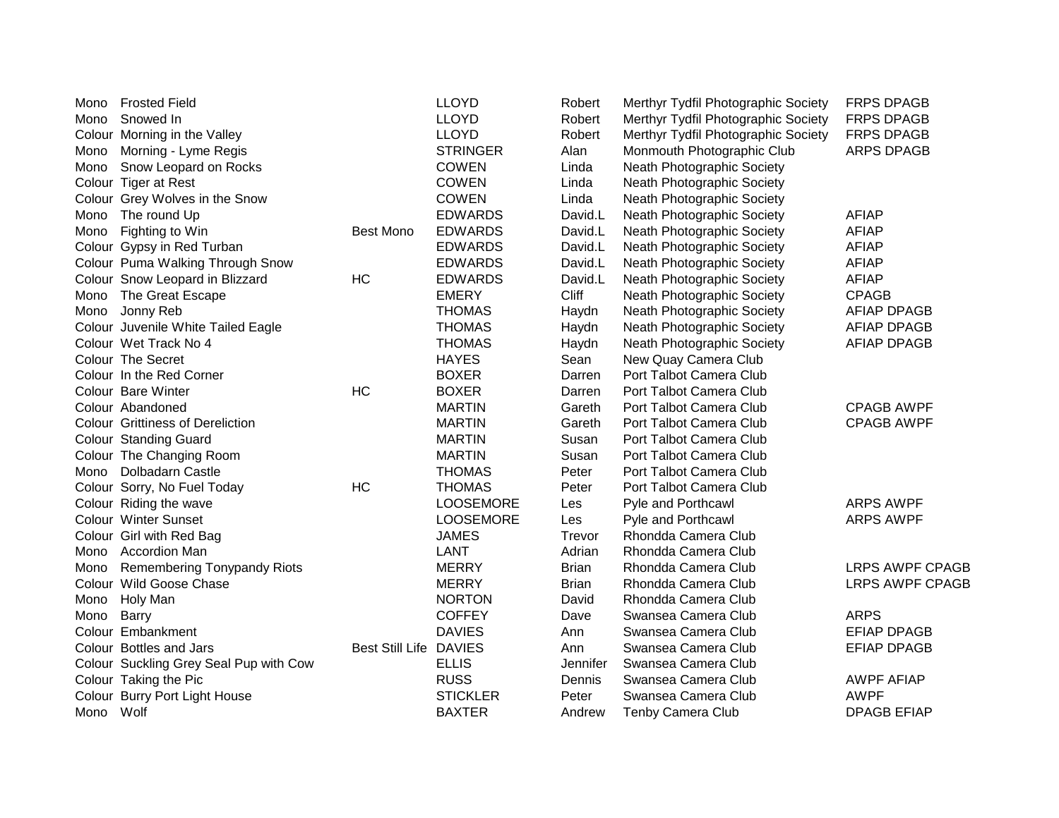| | | | | | | |
|---|---|---|---|---|---|---|
| Mono | Frosted Field | | LLOYD | Robert | Merthyr Tydfil Photographic Society | FRPS DPAGB |
| Mono | Snowed In | | LLOYD | Robert | Merthyr Tydfil Photographic Society | FRPS DPAGB |
| Colour | Morning in the Valley | | LLOYD | Robert | Merthyr Tydfil Photographic Society | FRPS DPAGB |
| Mono | Morning - Lyme Regis | | STRINGER | Alan | Monmouth Photographic Club | ARPS DPAGB |
| Mono | Snow Leopard on Rocks | | COWEN | Linda | Neath Photographic Society | |
| Colour | Tiger at Rest | | COWEN | Linda | Neath Photographic Society | |
| Colour | Grey Wolves in the Snow | | COWEN | Linda | Neath Photographic Society | |
| Mono | The round Up | | EDWARDS | David.L | Neath Photographic Society | AFIAP |
| Mono | Fighting to Win | Best Mono | EDWARDS | David.L | Neath Photographic Society | AFIAP |
| Colour | Gypsy in Red Turban | | EDWARDS | David.L | Neath Photographic Society | AFIAP |
| Colour | Puma Walking Through Snow | | EDWARDS | David.L | Neath Photographic Society | AFIAP |
| Colour | Snow Leopard in Blizzard | HC | EDWARDS | David.L | Neath Photographic Society | AFIAP |
| Mono | The Great Escape | | EMERY | Cliff | Neath Photographic Society | CPAGB |
| Mono | Jonny Reb | | THOMAS | Haydn | Neath Photographic Society | AFIAP DPAGB |
| Colour | Juvenile White Tailed Eagle | | THOMAS | Haydn | Neath Photographic Society | AFIAP DPAGB |
| Colour | Wet Track No 4 | | THOMAS | Haydn | Neath Photographic Society | AFIAP DPAGB |
| Colour | The Secret | | HAYES | Sean | New Quay Camera Club | |
| Colour | In the Red Corner | | BOXER | Darren | Port Talbot Camera Club | |
| Colour | Bare Winter | HC | BOXER | Darren | Port Talbot Camera Club | |
| Colour | Abandoned | | MARTIN | Gareth | Port Talbot Camera Club | CPAGB AWPF |
| Colour | Grittiness of Dereliction | | MARTIN | Gareth | Port Talbot Camera Club | CPAGB AWPF |
| Colour | Standing Guard | | MARTIN | Susan | Port Talbot Camera Club | |
| Colour | The Changing Room | | MARTIN | Susan | Port Talbot Camera Club | |
| Mono | Dolbadarn Castle | | THOMAS | Peter | Port Talbot Camera Club | |
| Colour | Sorry, No Fuel Today | HC | THOMAS | Peter | Port Talbot Camera Club | |
| Colour | Riding the wave | | LOOSEMORE | Les | Pyle and Porthcawl | ARPS AWPF |
| Colour | Winter Sunset | | LOOSEMORE | Les | Pyle and Porthcawl | ARPS AWPF |
| Colour | Girl with Red Bag | | JAMES | Trevor | Rhondda Camera Club | |
| Mono | Accordion Man | | LANT | Adrian | Rhondda Camera Club | |
| Mono | Remembering Tonypandy Riots | | MERRY | Brian | Rhondda Camera Club | LRPS AWPF CPAGB |
| Colour | Wild Goose Chase | | MERRY | Brian | Rhondda Camera Club | LRPS AWPF CPAGB |
| Mono | Holy Man | | NORTON | David | Rhondda Camera Club | |
| Mono | Barry | | COFFEY | Dave | Swansea Camera Club | ARPS |
| Colour | Embankment | | DAVIES | Ann | Swansea Camera Club | EFIAP DPAGB |
| Colour | Bottles and Jars | Best Still Life | DAVIES | Ann | Swansea Camera Club | EFIAP DPAGB |
| Colour | Suckling Grey Seal Pup with Cow | | ELLIS | Jennifer | Swansea Camera Club | |
| Colour | Taking the Pic | | RUSS | Dennis | Swansea Camera Club | AWPF AFIAP |
| Colour | Burry Port Light House | | STICKLER | Peter | Swansea Camera Club | AWPF |
| Mono | Wolf | | BAXTER | Andrew | Tenby Camera Club | DPAGB EFIAP |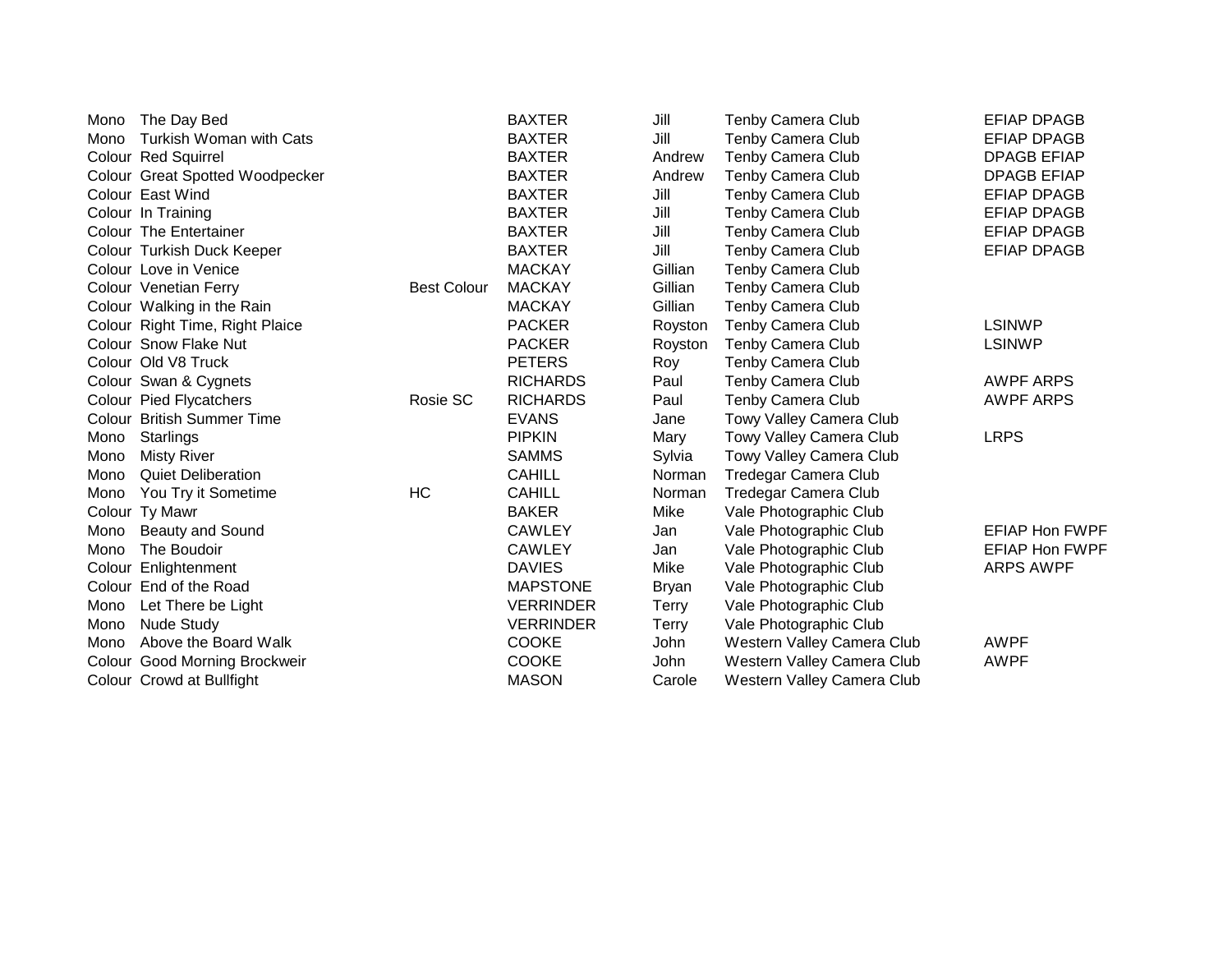| | | | | | | |
|---|---|---|---|---|---|---|
| Mono | The Day Bed | | BAXTER | Jill | Tenby Camera Club | EFIAP DPAGB |
| Mono | Turkish Woman with Cats | | BAXTER | Jill | Tenby Camera Club | EFIAP DPAGB |
| Colour | Red Squirrel | | BAXTER | Andrew | Tenby Camera Club | DPAGB EFIAP |
| Colour | Great Spotted Woodpecker | | BAXTER | Andrew | Tenby Camera Club | DPAGB EFIAP |
| Colour | East Wind | | BAXTER | Jill | Tenby Camera Club | EFIAP DPAGB |
| Colour | In Training | | BAXTER | Jill | Tenby Camera Club | EFIAP DPAGB |
| Colour | The Entertainer | | BAXTER | Jill | Tenby Camera Club | EFIAP DPAGB |
| Colour | Turkish Duck Keeper | | BAXTER | Jill | Tenby Camera Club | EFIAP DPAGB |
| Colour | Love in Venice | | MACKAY | Gillian | Tenby Camera Club | |
| Colour | Venetian Ferry | Best Colour | MACKAY | Gillian | Tenby Camera Club | |
| Colour | Walking in the Rain | | MACKAY | Gillian | Tenby Camera Club | |
| Colour | Right Time, Right Plaice | | PACKER | Royston | Tenby Camera Club | LSINWP |
| Colour | Snow Flake Nut | | PACKER | Royston | Tenby Camera Club | LSINWP |
| Colour | Old V8 Truck | | PETERS | Roy | Tenby Camera Club | |
| Colour | Swan & Cygnets | | RICHARDS | Paul | Tenby Camera Club | AWPF ARPS |
| Colour | Pied Flycatchers | Rosie SC | RICHARDS | Paul | Tenby Camera Club | AWPF ARPS |
| Colour | British Summer Time | | EVANS | Jane | Towy Valley Camera Club | |
| Mono | Starlings | | PIPKIN | Mary | Towy Valley Camera Club | LRPS |
| Mono | Misty River | | SAMMS | Sylvia | Towy Valley Camera Club | |
| Mono | Quiet Deliberation | | CAHILL | Norman | Tredegar Camera Club | |
| Mono | You Try it Sometime | HC | CAHILL | Norman | Tredegar Camera Club | |
| Colour | Ty Mawr | | BAKER | Mike | Vale Photographic Club | |
| Mono | Beauty and Sound | | CAWLEY | Jan | Vale Photographic Club | EFIAP Hon FWPF |
| Mono | The Boudoir | | CAWLEY | Jan | Vale Photographic Club | EFIAP Hon FWPF |
| Colour | Enlightenment | | DAVIES | Mike | Vale Photographic Club | ARPS AWPF |
| Colour | End of the Road | | MAPSTONE | Bryan | Vale Photographic Club | |
| Mono | Let There be Light | | VERRINDER | Terry | Vale Photographic Club | |
| Mono | Nude Study | | VERRINDER | Terry | Vale Photographic Club | |
| Mono | Above the Board Walk | | COOKE | John | Western Valley Camera Club | AWPF |
| Colour | Good Morning Brockweir | | COOKE | John | Western Valley Camera Club | AWPF |
| Colour | Crowd at Bullfight | | MASON | Carole | Western Valley Camera Club | |